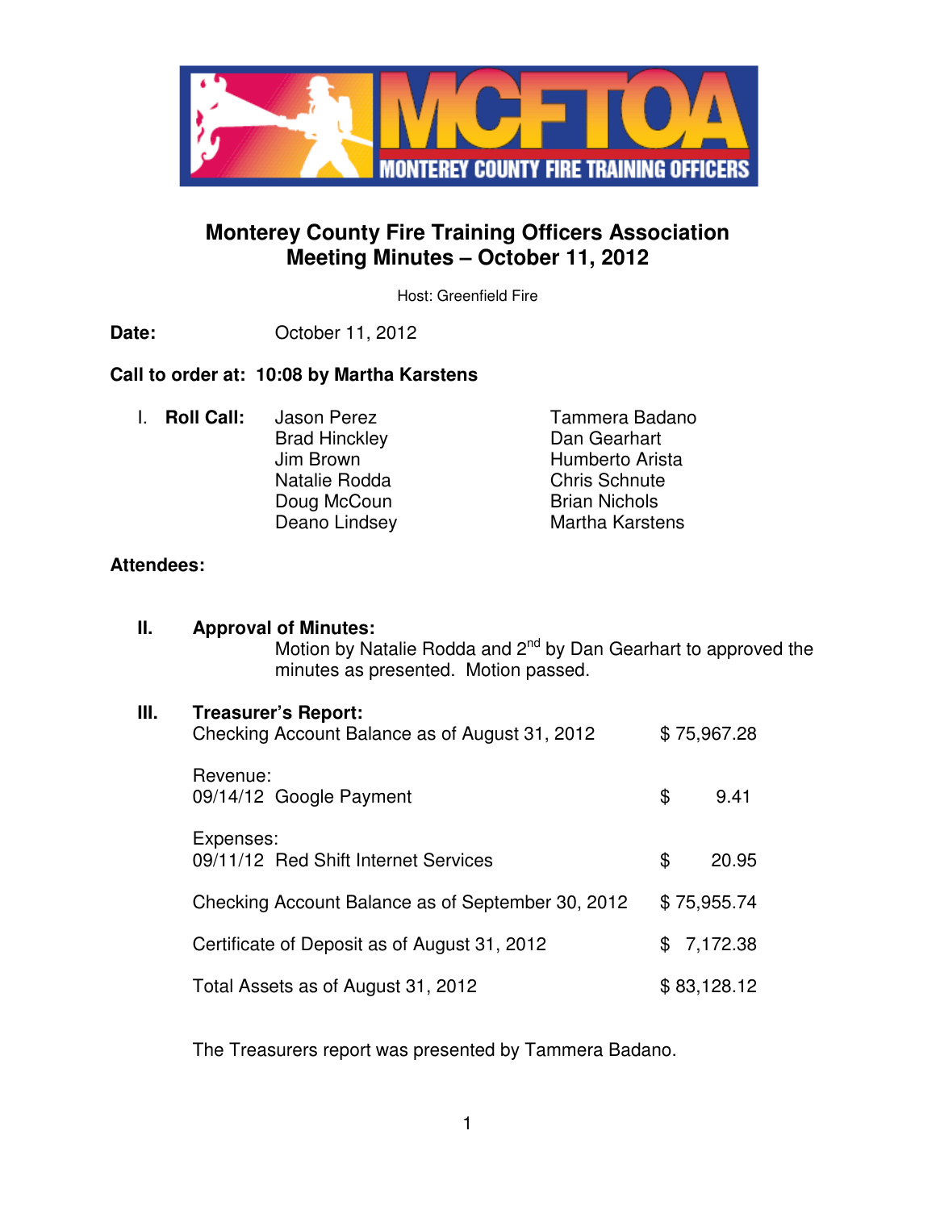# Monterey County Fire Training Officers Association
## Meeting Minutes – October 11, 2012

Host: Greenfield Fire

**Date:** October 11, 2012

**Call to order at: 10:08 by Martha Karstens**

I. **Roll Call:**

| | |
|---|---|
| Jason Perez | Tammera Badano |
| Brad Hinckley | Dan Gearhart |
| Jim Brown | Humberto Arista |
| Natalie Rodda | Chris Schnute |
| Doug McCoun | Brian Nichols |
| Deano Lindsey | Martha Karstens |

**Attendees:**

II. **Approval of Minutes:**

Motion by Natalie Rodda and 2nd by Dan Gearhart to approved the minutes as presented. Motion passed.

III. **Treasurer's Report:**

| | |
|---|---|
| Checking Account Balance as of August 31, 2012 | $ 75,967.28 |
| Revenue: | |
| 09/14/12 Google Payment | $ 9.41 |
| Expenses: | |
| 09/11/12 Red Shift Internet Services | $ 20.95 |
| Checking Account Balance as of September 30, 2012 | $ 75,955.74 |
| Certificate of Deposit as of August 31, 2012 | $ 7,172.38 |
| Total Assets as of August 31, 2012 | $ 83,128.12 |

The Treasurers report was presented by Tammera Badano.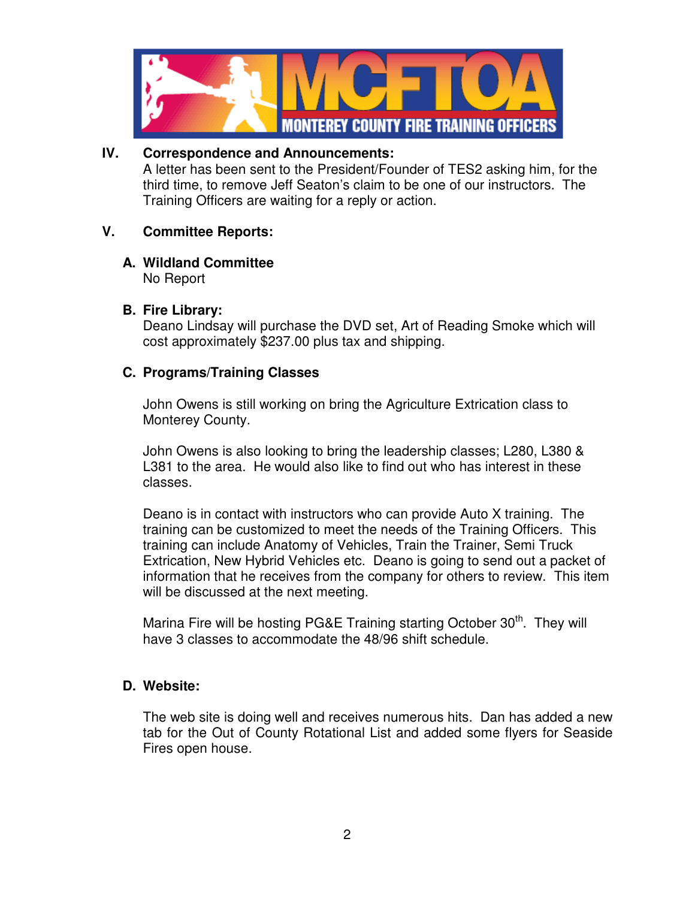## IV. Correspondence and Announcements:

A letter has been sent to the President/Founder of TES2 asking him, for the third time, to remove Jeff Seaton's claim to be one of our instructors. The Training Officers are waiting for a reply or action.

## V. Committee Reports:

### A. Wildland Committee

No Report

### B. Fire Library:

Deano Lindsay will purchase the DVD set, Art of Reading Smoke which will cost approximately $237.00 plus tax and shipping.

### C. Programs/Training Classes

John Owens is still working on bring the Agriculture Extrication class to Monterey County.

John Owens is also looking to bring the leadership classes; L280, L380 & L381 to the area. He would also like to find out who has interest in these classes.

Deano is in contact with instructors who can provide Auto X training. The training can be customized to meet the needs of the Training Officers. This training can include Anatomy of Vehicles, Train the Trainer, Semi Truck Extrication, New Hybrid Vehicles etc. Deano is going to send out a packet of information that he receives from the company for others to review. This item will be discussed at the next meeting.

Marina Fire will be hosting PG&E Training starting October 30th. They will have 3 classes to accommodate the 48/96 shift schedule.

### D. Website:

The web site is doing well and receives numerous hits. Dan has added a new tab for the Out of County Rotational List and added some flyers for Seaside Fires open house.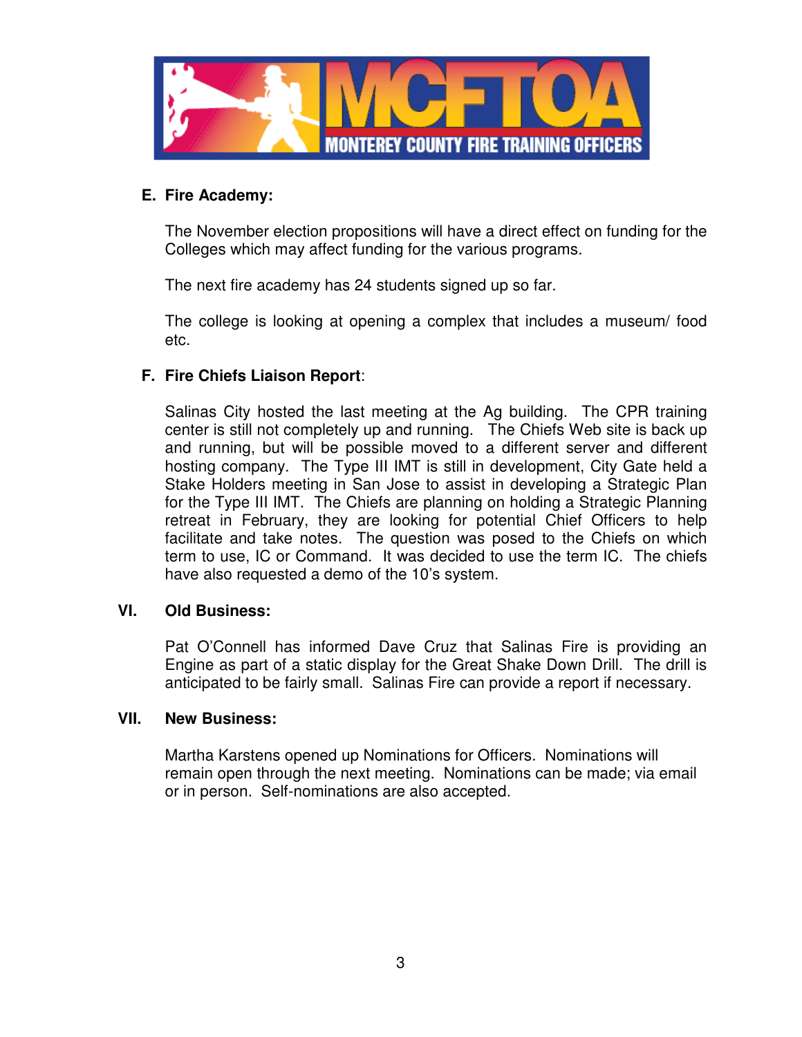## E. Fire Academy:

The November election propositions will have a direct effect on funding for the Colleges which may affect funding for the various programs.

The next fire academy has 24 students signed up so far.

The college is looking at opening a complex that includes a museum/ food etc.

## F. Fire Chiefs Liaison Report:

Salinas City hosted the last meeting at the Ag building. The CPR training center is still not completely up and running. The Chiefs Web site is back up and running, but will be possible moved to a different server and different hosting company. The Type III IMT is still in development, City Gate held a Stake Holders meeting in San Jose to assist in developing a Strategic Plan for the Type III IMT. The Chiefs are planning on holding a Strategic Planning retreat in February, they are looking for potential Chief Officers to help facilitate and take notes. The question was posed to the Chiefs on which term to use, IC or Command. It was decided to use the term IC. The chiefs have also requested a demo of the 10's system.

## VI. Old Business:

Pat O'Connell has informed Dave Cruz that Salinas Fire is providing an Engine as part of a static display for the Great Shake Down Drill. The drill is anticipated to be fairly small. Salinas Fire can provide a report if necessary.

## VII. New Business:

Martha Karstens opened up Nominations for Officers. Nominations will remain open through the next meeting. Nominations can be made; via email or in person. Self-nominations are also accepted.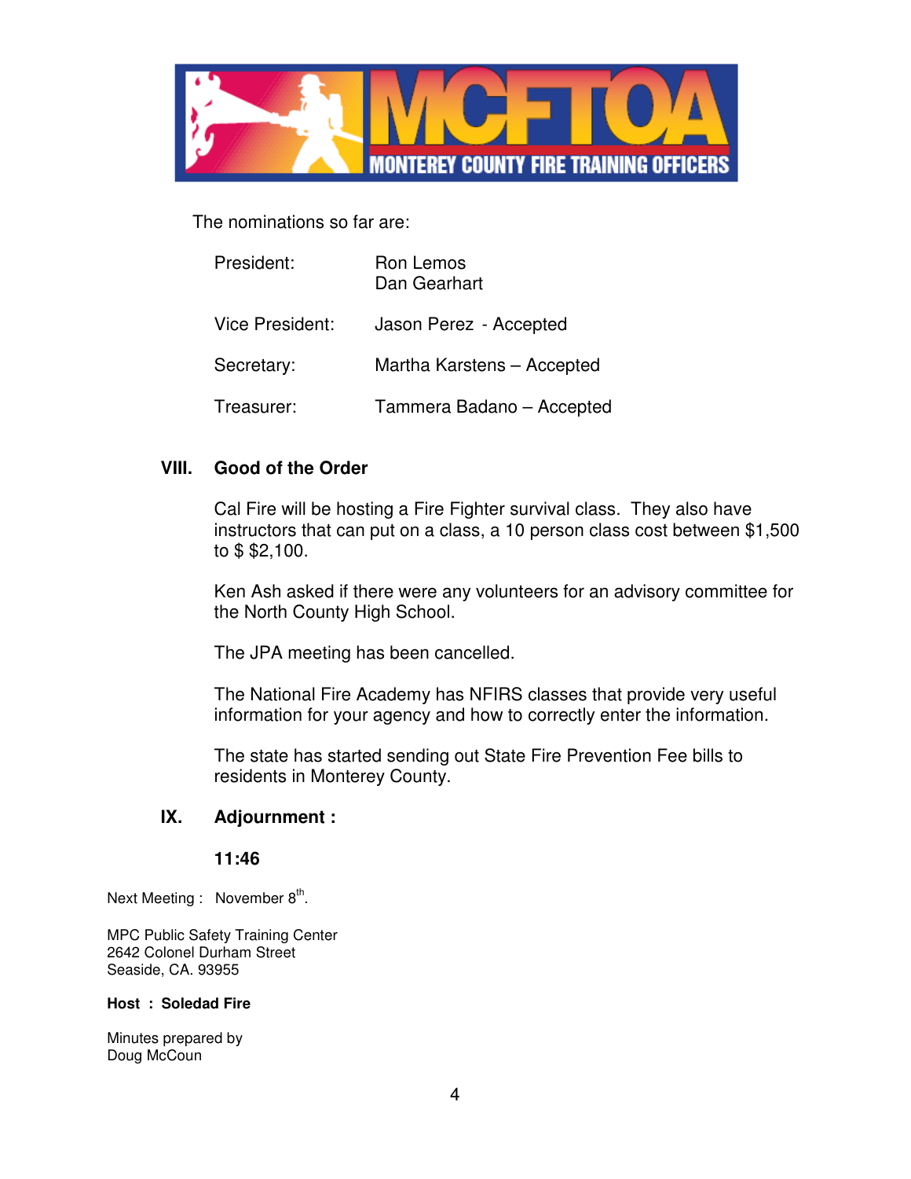The nominations so far are:

| | |
|---|---|
| President: | Ron Lemos<br>Dan Gearhart |
| Vice President: | Jason Perez - Accepted |
| Secretary: | Martha Karstens – Accepted |
| Treasurer: | Tammera Badano – Accepted |

## VIII. Good of the Order

Cal Fire will be hosting a Fire Fighter survival class. They also have instructors that can put on a class, a 10 person class cost between $1,500 to $ $2,100.

Ken Ash asked if there were any volunteers for an advisory committee for the North County High School.

The JPA meeting has been cancelled.

The National Fire Academy has NFIRS classes that provide very useful information for your agency and how to correctly enter the information.

The state has started sending out State Fire Prevention Fee bills to residents in Monterey County.

## IX. Adjournment :

**11:46**

Next Meeting : November 8th.

MPC Public Safety Training Center
2642 Colonel Durham Street
Seaside, CA. 93955

**Host : Soledad Fire**

Minutes prepared by
Doug McCoun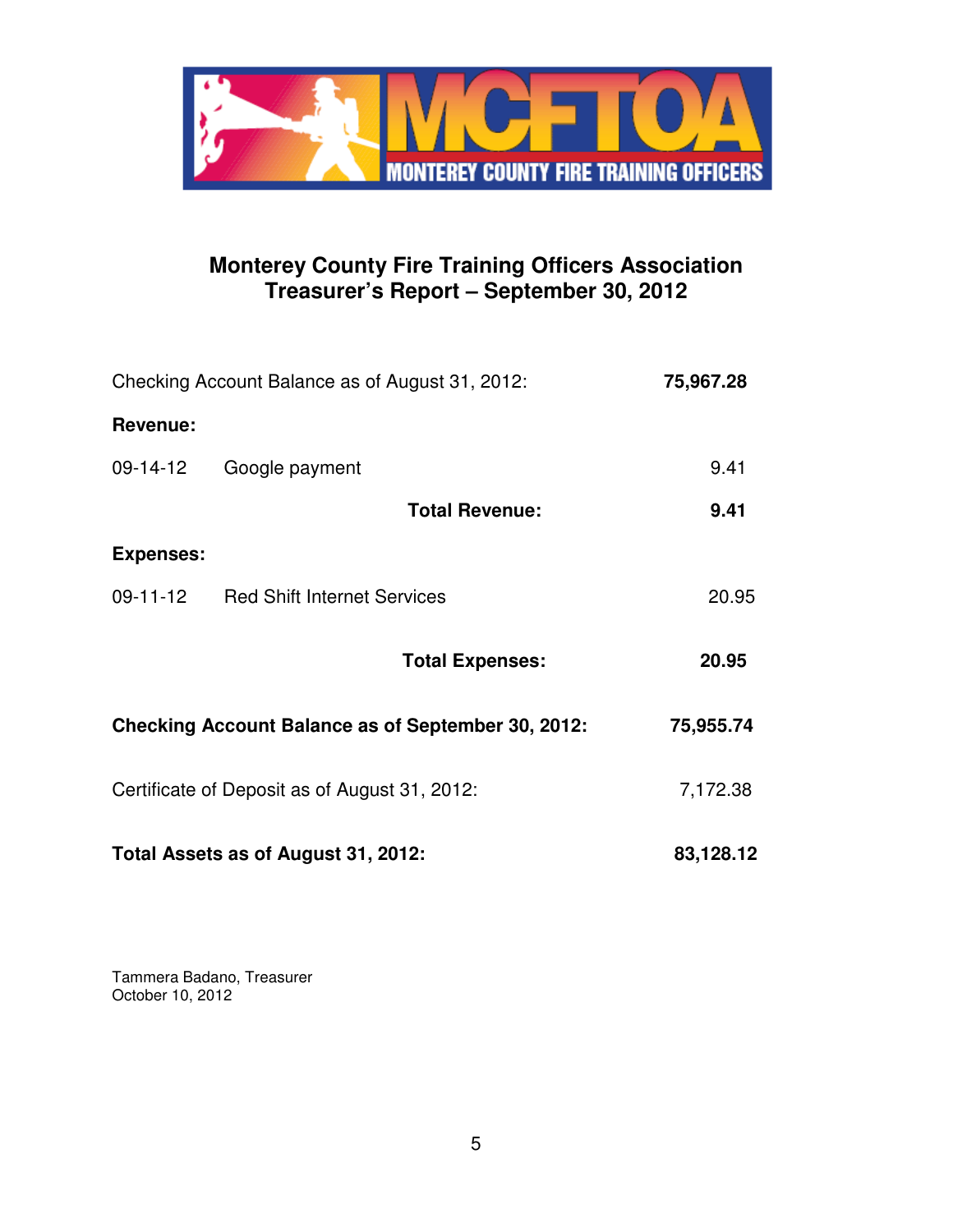# Monterey County Fire Training Officers Association
## Treasurer's Report – September 30, 2012

| | | |
|---|---|---|
| Checking Account Balance as of August 31, 2012: | | **75,967.28** |
| **Revenue:** | | |
| 09-14-12 | Google payment | 9.41 |
| | **Total Revenue:** | **9.41** |
| **Expenses:** | | |
| 09-11-12 | Red Shift Internet Services | 20.95 |
| | **Total Expenses:** | **20.95** |
| **Checking Account Balance as of September 30, 2012:** | | **75,955.74** |
| Certificate of Deposit as of August 31, 2012: | | 7,172.38 |
| **Total Assets as of August 31, 2012:** | | **83,128.12** |

Tammera Badano, Treasurer
October 10, 2012